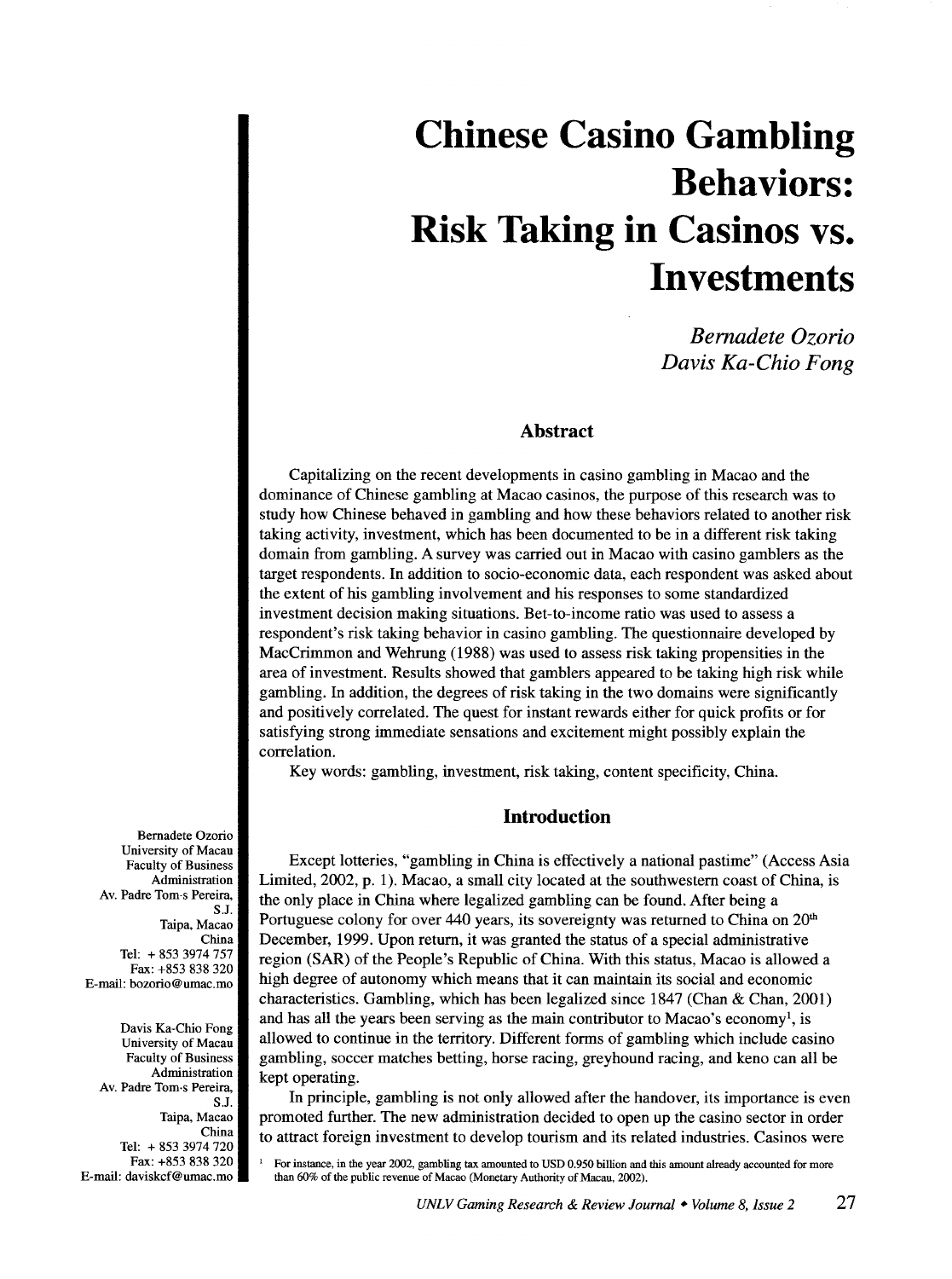# Chinese Casino Gambling Behaviors: Risk Taking in Casinos vs. Investments

*Bernadete Ozorio*
*Davis Ka-Chio Fong*

## Abstract

Capitalizing on the recent developments in casino gambling in Macao and the dominance of Chinese gambling at Macao casinos, the purpose of this research was to study how Chinese behaved in gambling and how these behaviors related to another risk taking activity, investment, which has been documented to be in a different risk taking domain from gambling. A survey was carried out in Macao with casino gamblers as the target respondents. In addition to socio-economic data, each respondent was asked about the extent of his gambling involvement and his responses to some standardized investment decision making situations. Bet-to-income ratio was used to assess a respondent's risk taking behavior in casino gambling. The questionnaire developed by MacCrimmon and Wehrung (1988) was used to assess risk taking propensities in the area of investment. Results showed that gamblers appeared to be taking high risk while gambling. In addition, the degrees of risk taking in the two domains were significantly and positively correlated. The quest for instant rewards either for quick profits or for satisfying strong immediate sensations and excitement might possibly explain the correlation.

Key words: gambling, investment, risk taking, content specificity, China.

Bernadete Ozorio
University of Macau
Faculty of Business Administration
Av. Padre Tom-s Pereira, S.J.
Taipa, Macao
China
Tel: + 853 3974 757
Fax: +853 838 320
E-mail: bozorio@umac.mo

Davis Ka-Chio Fong
University of Macau
Faculty of Business Administration
Av. Padre Tom-s Pereira, S.J.
Taipa, Macao
China
Tel: + 853 3974 720
Fax: +853 838 320
E-mail: daviskcf@umac.mo

## Introduction

Except lotteries, "gambling in China is effectively a national pastime" (Access Asia Limited, 2002, p. 1). Macao, a small city located at the southwestern coast of China, is the only place in China where legalized gambling can be found. After being a Portuguese colony for over 440 years, its sovereignty was returned to China on 20th December, 1999. Upon return, it was granted the status of a special administrative region (SAR) of the People's Republic of China. With this status, Macao is allowed a high degree of autonomy which means that it can maintain its social and economic characteristics. Gambling, which has been legalized since 1847 (Chan & Chan, 2001) and has all the years been serving as the main contributor to Macao's economy[1], is allowed to continue in the territory. Different forms of gambling which include casino gambling, soccer matches betting, horse racing, greyhound racing, and keno can all be kept operating.

In principle, gambling is not only allowed after the handover, its importance is even promoted further. The new administration decided to open up the casino sector in order to attract foreign investment to develop tourism and its related industries. Casinos were

[1] For instance, in the year 2002, gambling tax amounted to USD 0.950 billion and this amount already accounted for more than 60% of the public revenue of Macao (Monetary Authority of Macau, 2002).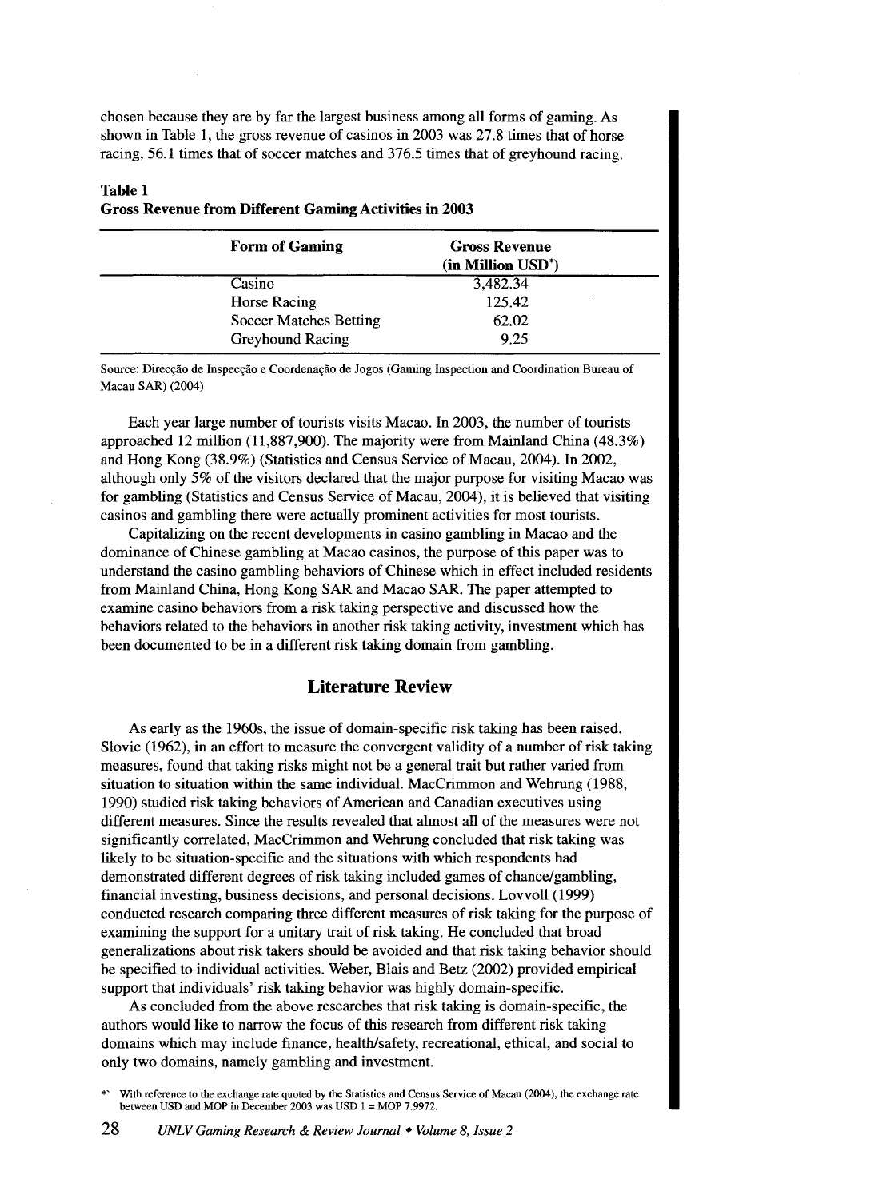chosen because they are by far the largest business among all forms of gaming. As shown in Table 1, the gross revenue of casinos in 2003 was 27.8 times that of horse racing, 56.1 times that of soccer matches and 376.5 times that of greyhound racing.

**Table 1**
**Gross Revenue from Different Gaming Activities in 2003**

| Form of Gaming | Gross Revenue (in Million USD*) |
|---|---|
| Casino | 3,482.34 |
| Horse Racing | 125.42 |
| Soccer Matches Betting | 62.02 |
| Greyhound Racing | 9.25 |

Source: Direcção de Inspecção e Coordenação de Jogos (Gaming Inspection and Coordination Bureau of Macau SAR) (2004)

Each year large number of tourists visits Macao. In 2003, the number of tourists approached 12 million (11,887,900). The majority were from Mainland China (48.3%) and Hong Kong (38.9%) (Statistics and Census Service of Macau, 2004). In 2002, although only 5% of the visitors declared that the major purpose for visiting Macao was for gambling (Statistics and Census Service of Macau, 2004), it is believed that visiting casinos and gambling there were actually prominent activities for most tourists.

Capitalizing on the recent developments in casino gambling in Macao and the dominance of Chinese gambling at Macao casinos, the purpose of this paper was to understand the casino gambling behaviors of Chinese which in effect included residents from Mainland China, Hong Kong SAR and Macao SAR. The paper attempted to examine casino behaviors from a risk taking perspective and discussed how the behaviors related to the behaviors in another risk taking activity, investment which has been documented to be in a different risk taking domain from gambling.

## Literature Review

As early as the 1960s, the issue of domain-specific risk taking has been raised. Slovic (1962), in an effort to measure the convergent validity of a number of risk taking measures, found that taking risks might not be a general trait but rather varied from situation to situation within the same individual. MacCrimmon and Wehrung (1988, 1990) studied risk taking behaviors of American and Canadian executives using different measures. Since the results revealed that almost all of the measures were not significantly correlated, MacCrimmon and Wehrung concluded that risk taking was likely to be situation-specific and the situations with which respondents had demonstrated different degrees of risk taking included games of chance/gambling, financial investing, business decisions, and personal decisions. Lovvoll (1999) conducted research comparing three different measures of risk taking for the purpose of examining the support for a unitary trait of risk taking. He concluded that broad generalizations about risk takers should be avoided and that risk taking behavior should be specified to individual activities. Weber, Blais and Betz (2002) provided empirical support that individuals' risk taking behavior was highly domain-specific.

As concluded from the above researches that risk taking is domain-specific, the authors would like to narrow the focus of this research from different risk taking domains which may include finance, health/safety, recreational, ethical, and social to only two domains, namely gambling and investment.

* With reference to the exchange rate quoted by the Statistics and Census Service of Macau (2004), the exchange rate between USD and MOP in December 2003 was USD 1 = MOP 7.9972.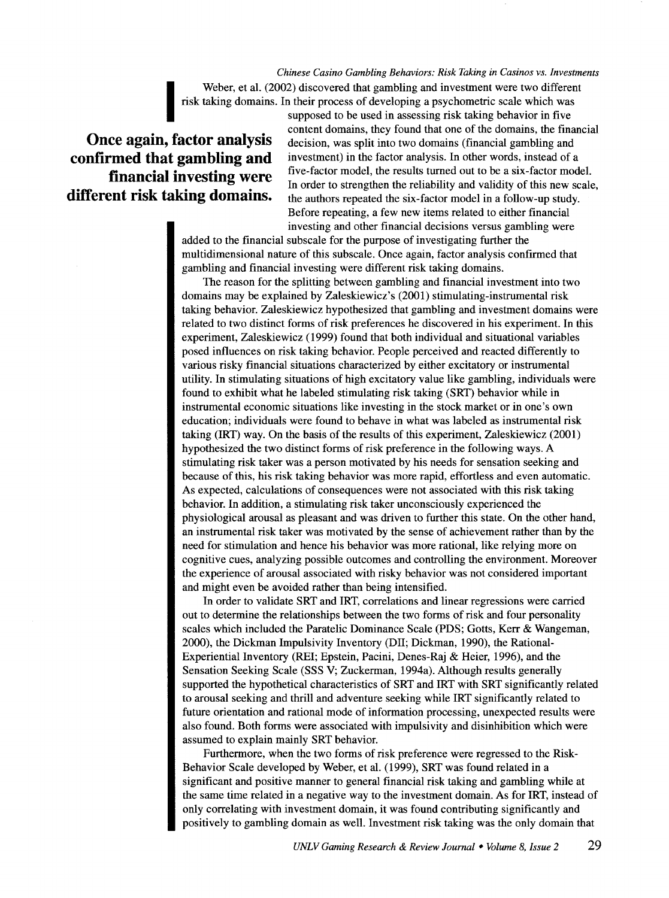Weber, et al. (2002) discovered that gambling and investment were two different risk taking domains. In their process of developing a psychometric scale which was supposed to be used in assessing risk taking behavior in five content domains, they found that one of the domains, the financial decision, was split into two domains (financial gambling and investment) in the factor analysis. In other words, instead of a five-factor model, the results turned out to be a six-factor model. In order to strengthen the reliability and validity of this new scale, the authors repeated the six-factor model in a follow-up study. Before repeating, a few new items related to either financial investing and other financial decisions versus gambling were added to the financial subscale for the purpose of investigating further the multidimensional nature of this subscale. Once again, factor analysis confirmed that gambling and financial investing were different risk taking domains.

**Once again, factor analysis confirmed that gambling and financial investing were different risk taking domains.**

The reason for the splitting between gambling and financial investment into two domains may be explained by Zaleskiewicz's (2001) stimulating-instrumental risk taking behavior. Zaleskiewicz hypothesized that gambling and investment domains were related to two distinct forms of risk preferences he discovered in his experiment. In this experiment, Zaleskiewicz (1999) found that both individual and situational variables posed influences on risk taking behavior. People perceived and reacted differently to various risky financial situations characterized by either excitatory or instrumental utility. In stimulating situations of high excitatory value like gambling, individuals were found to exhibit what he labeled stimulating risk taking (SRT) behavior while in instrumental economic situations like investing in the stock market or in one's own education; individuals were found to behave in what was labeled as instrumental risk taking (IRT) way. On the basis of the results of this experiment, Zaleskiewicz (2001) hypothesized the two distinct forms of risk preference in the following ways. A stimulating risk taker was a person motivated by his needs for sensation seeking and because of this, his risk taking behavior was more rapid, effortless and even automatic. As expected, calculations of consequences were not associated with this risk taking behavior. In addition, a stimulating risk taker unconsciously experienced the physiological arousal as pleasant and was driven to further this state. On the other hand, an instrumental risk taker was motivated by the sense of achievement rather than by the need for stimulation and hence his behavior was more rational, like relying more on cognitive cues, analyzing possible outcomes and controlling the environment. Moreover the experience of arousal associated with risky behavior was not considered important and might even be avoided rather than being intensified.

In order to validate SRT and IRT, correlations and linear regressions were carried out to determine the relationships between the two forms of risk and four personality scales which included the Paratelic Dominance Scale (PDS; Gotts, Kerr & Wangeman, 2000), the Dickman Impulsivity Inventory (DII; Dickman, 1990), the Rational-Experiential Inventory (REI; Epstein, Pacini, Denes-Raj & Heier, 1996), and the Sensation Seeking Scale (SSS V; Zuckerman, 1994a). Although results generally supported the hypothetical characteristics of SRT and IRT with SRT significantly related to arousal seeking and thrill and adventure seeking while IRT significantly related to future orientation and rational mode of information processing, unexpected results were also found. Both forms were associated with impulsivity and disinhibition which were assumed to explain mainly SRT behavior.

Furthermore, when the two forms of risk preference were regressed to the Risk-Behavior Scale developed by Weber, et al. (1999), SRT was found related in a significant and positive manner to general financial risk taking and gambling while at the same time related in a negative way to the investment domain. As for IRT, instead of only correlating with investment domain, it was found contributing significantly and positively to gambling domain as well. Investment risk taking was the only domain that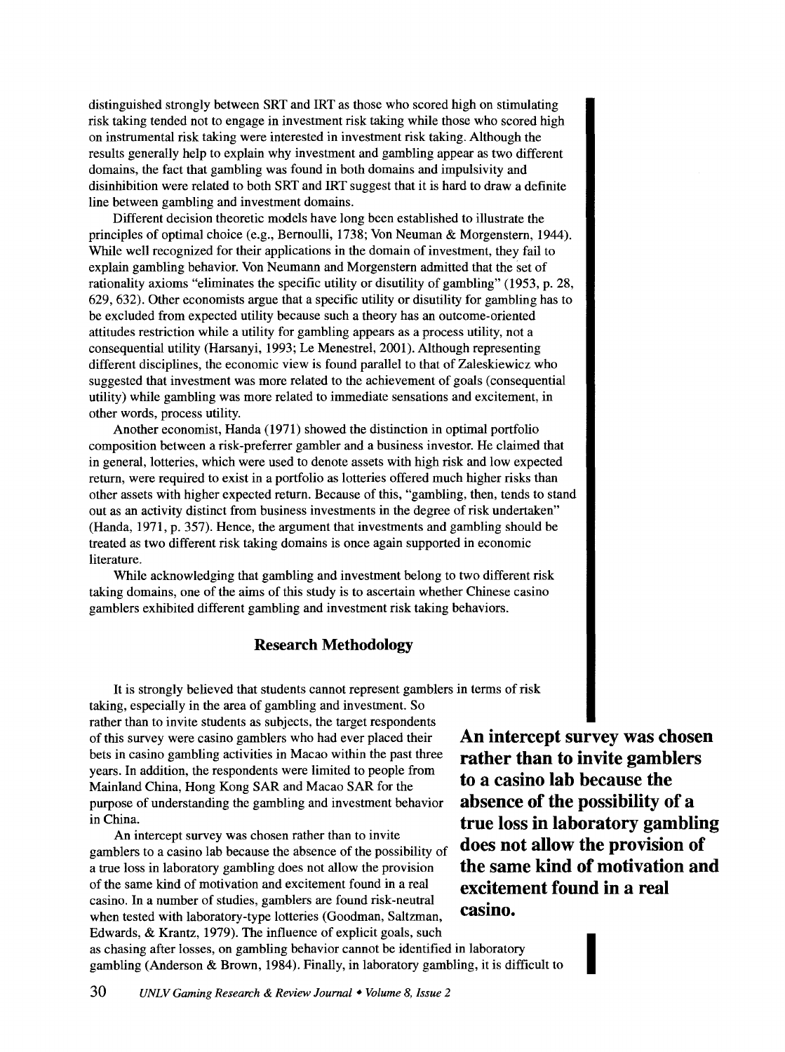distinguished strongly between SRT and IRT as those who scored high on stimulating risk taking tended not to engage in investment risk taking while those who scored high on instrumental risk taking were interested in investment risk taking. Although the results generally help to explain why investment and gambling appear as two different domains, the fact that gambling was found in both domains and impulsivity and disinhibition were related to both SRT and IRT suggest that it is hard to draw a definite line between gambling and investment domains.

Different decision theoretic models have long been established to illustrate the principles of optimal choice (e.g., Bernoulli, 1738; Von Neuman & Morgenstern, 1944). While well recognized for their applications in the domain of investment, they fail to explain gambling behavior. Von Neumann and Morgenstern admitted that the set of rationality axioms "eliminates the specific utility or disutility of gambling" (1953, p. 28, 629, 632). Other economists argue that a specific utility or disutility for gambling has to be excluded from expected utility because such a theory has an outcome-oriented attitudes restriction while a utility for gambling appears as a process utility, not a consequential utility (Harsanyi, 1993; Le Menestrel, 2001). Although representing different disciplines, the economic view is found parallel to that of Zaleskiewicz who suggested that investment was more related to the achievement of goals (consequential utility) while gambling was more related to immediate sensations and excitement, in other words, process utility.

Another economist, Handa (1971) showed the distinction in optimal portfolio composition between a risk-preferrer gambler and a business investor. He claimed that in general, lotteries, which were used to denote assets with high risk and low expected return, were required to exist in a portfolio as lotteries offered much higher risks than other assets with higher expected return. Because of this, "gambling, then, tends to stand out as an activity distinct from business investments in the degree of risk undertaken" (Handa, 1971, p. 357). Hence, the argument that investments and gambling should be treated as two different risk taking domains is once again supported in economic literature.

While acknowledging that gambling and investment belong to two different risk taking domains, one of the aims of this study is to ascertain whether Chinese casino gamblers exhibited different gambling and investment risk taking behaviors.

## Research Methodology

It is strongly believed that students cannot represent gamblers in terms of risk taking, especially in the area of gambling and investment. So rather than to invite students as subjects, the target respondents of this survey were casino gamblers who had ever placed their bets in casino gambling activities in Macao within the past three years. In addition, the respondents were limited to people from Mainland China, Hong Kong SAR and Macao SAR for the purpose of understanding the gambling and investment behavior in China.

**An intercept survey was chosen rather than to invite gamblers to a casino lab because the absence of the possibility of a true loss in laboratory gambling does not allow the provision of the same kind of motivation and excitement found in a real casino.**

An intercept survey was chosen rather than to invite gamblers to a casino lab because the absence of the possibility of a true loss in laboratory gambling does not allow the provision of the same kind of motivation and excitement found in a real casino. In a number of studies, gamblers are found risk-neutral when tested with laboratory-type lotteries (Goodman, Saltzman, Edwards, & Krantz, 1979). The influence of explicit goals, such as chasing after losses, on gambling behavior cannot be identified in laboratory gambling (Anderson & Brown, 1984). Finally, in laboratory gambling, it is difficult to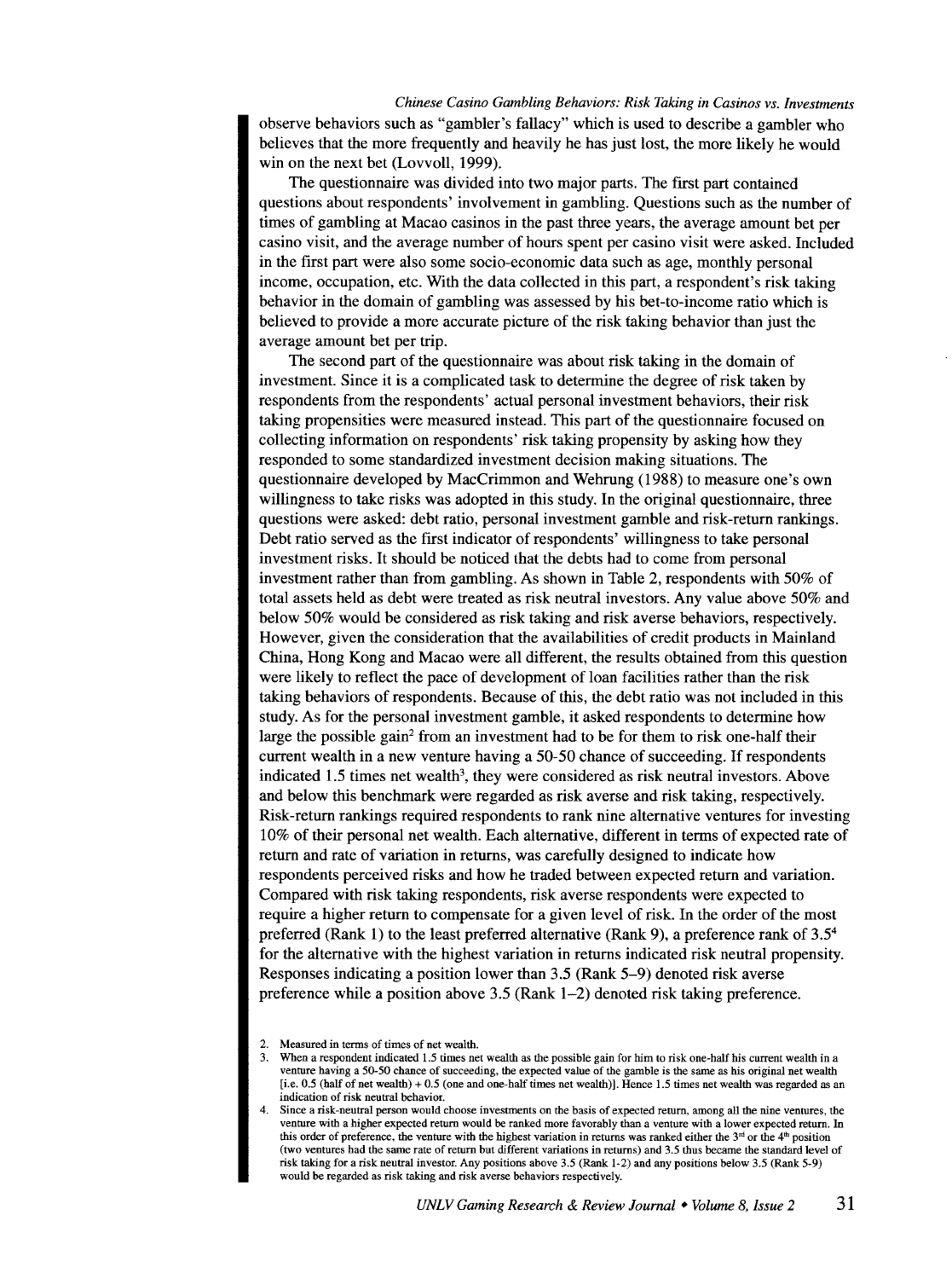observe behaviors such as "gambler's fallacy" which is used to describe a gambler who believes that the more frequently and heavily he has just lost, the more likely he would win on the next bet (Lovvoll, 1999).

The questionnaire was divided into two major parts. The first part contained questions about respondents' involvement in gambling. Questions such as the number of times of gambling at Macao casinos in the past three years, the average amount bet per casino visit, and the average number of hours spent per casino visit were asked. Included in the first part were also some socio-economic data such as age, monthly personal income, occupation, etc. With the data collected in this part, a respondent's risk taking behavior in the domain of gambling was assessed by his bet-to-income ratio which is believed to provide a more accurate picture of the risk taking behavior than just the average amount bet per trip.

The second part of the questionnaire was about risk taking in the domain of investment. Since it is a complicated task to determine the degree of risk taken by respondents from the respondents' actual personal investment behaviors, their risk taking propensities were measured instead. This part of the questionnaire focused on collecting information on respondents' risk taking propensity by asking how they responded to some standardized investment decision making situations. The questionnaire developed by MacCrimmon and Wehrung (1988) to measure one's own willingness to take risks was adopted in this study. In the original questionnaire, three questions were asked: debt ratio, personal investment gamble and risk-return rankings. Debt ratio served as the first indicator of respondents' willingness to take personal investment risks. It should be noticed that the debts had to come from personal investment rather than from gambling. As shown in Table 2, respondents with 50% of total assets held as debt were treated as risk neutral investors. Any value above 50% and below 50% would be considered as risk taking and risk averse behaviors, respectively. However, given the consideration that the availabilities of credit products in Mainland China, Hong Kong and Macao were all different, the results obtained from this question were likely to reflect the pace of development of loan facilities rather than the risk taking behaviors of respondents. Because of this, the debt ratio was not included in this study. As for the personal investment gamble, it asked respondents to determine how large the possible gain[2] from an investment had to be for them to risk one-half their current wealth in a new venture having a 50-50 chance of succeeding. If respondents indicated 1.5 times net wealth[3], they were considered as risk neutral investors. Above and below this benchmark were regarded as risk averse and risk taking, respectively. Risk-return rankings required respondents to rank nine alternative ventures for investing 10% of their personal net wealth. Each alternative, different in terms of expected rate of return and rate of variation in returns, was carefully designed to indicate how respondents perceived risks and how he traded between expected return and variation. Compared with risk taking respondents, risk averse respondents were expected to require a higher return to compensate for a given level of risk. In the order of the most preferred (Rank 1) to the least preferred alternative (Rank 9), a preference rank of 3.5[4] for the alternative with the highest variation in returns indicated risk neutral propensity. Responses indicating a position lower than 3.5 (Rank 5–9) denoted risk averse preference while a position above 3.5 (Rank 1–2) denoted risk taking preference.

2. Measured in terms of times of net wealth.
3. When a respondent indicated 1.5 times net wealth as the possible gain for him to risk one-half his current wealth in a venture having a 50-50 chance of succeeding, the expected value of the gamble is the same as his original net wealth [i.e. 0.5 (half of net wealth) + 0.5 (one and one-half times net wealth)]. Hence 1.5 times net wealth was regarded as an indication of risk neutral behavior.
4. Since a risk-neutral person would choose investments on the basis of expected return, among all the nine ventures, the venture with a higher expected return would be ranked more favorably than a venture with a lower expected return. In this order of preference, the venture with the highest variation in returns was ranked either the 3rd or the 4th position (two ventures had the same rate of return but different variations in returns) and 3.5 thus became the standard level of risk taking for a risk neutral investor. Any positions above 3.5 (Rank 1-2) and any positions below 3.5 (Rank 5-9) would be regarded as risk taking and risk averse behaviors respectively.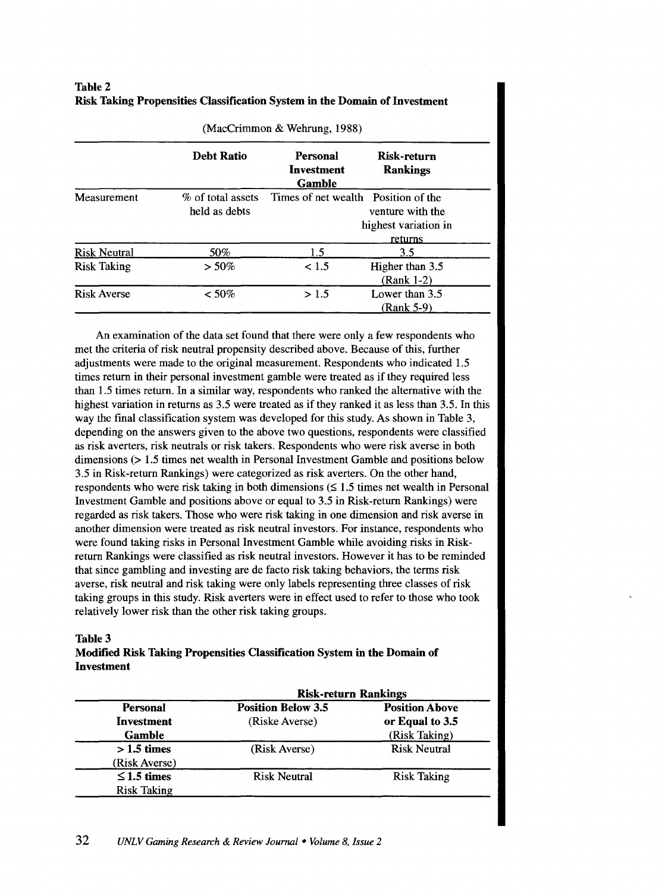**Table 2**
**Risk Taking Propensities Classification System in the Domain of Investment**

(MacCrimmon & Wehrung, 1988)

| | Debt Ratio | Personal Investment Gamble | Risk-return Rankings |
|---|---|---|---|
| Measurement | % of total assets held as debts | Times of net wealth | Position of the venture with the highest variation in returns |
| Risk Neutral | 50% | 1.5 | 3.5 |
| Risk Taking | > 50% | < 1.5 | Higher than 3.5 (Rank 1-2) |
| Risk Averse | < 50% | > 1.5 | Lower than 3.5 (Rank 5-9) |

An examination of the data set found that there were only a few respondents who met the criteria of risk neutral propensity described above. Because of this, further adjustments were made to the original measurement. Respondents who indicated 1.5 times return in their personal investment gamble were treated as if they required less than 1.5 times return. In a similar way, respondents who ranked the alternative with the highest variation in returns as 3.5 were treated as if they ranked it as less than 3.5. In this way the final classification system was developed for this study. As shown in Table 3, depending on the answers given to the above two questions, respondents were classified as risk averters, risk neutrals or risk takers. Respondents who were risk averse in both dimensions (> 1.5 times net wealth in Personal Investment Gamble and positions below 3.5 in Risk-return Rankings) were categorized as risk averters. On the other hand, respondents who were risk taking in both dimensions (≤ 1.5 times net wealth in Personal Investment Gamble and positions above or equal to 3.5 in Risk-return Rankings) were regarded as risk takers. Those who were risk taking in one dimension and risk averse in another dimension were treated as risk neutral investors. For instance, respondents who were found taking risks in Personal Investment Gamble while avoiding risks in Risk-return Rankings were classified as risk neutral investors. However it has to be reminded that since gambling and investing are de facto risk taking behaviors, the terms risk averse, risk neutral and risk taking were only labels representing three classes of risk taking groups in this study. Risk averters were in effect used to refer to those who took relatively lower risk than the other risk taking groups.

**Table 3**
**Modified Risk Taking Propensities Classification System in the Domain of Investment**

| | Risk-return Rankings | |
|---|---|---|
| **Personal Investment Gamble** | **Position Below 3.5** (Riske Averse) | **Position Above or Equal to 3.5** (Risk Taking) |
| **> 1.5 times** (Risk Averse) | (Risk Averse) | Risk Neutral |
| **≤ 1.5 times** Risk Taking | Risk Neutral | Risk Taking |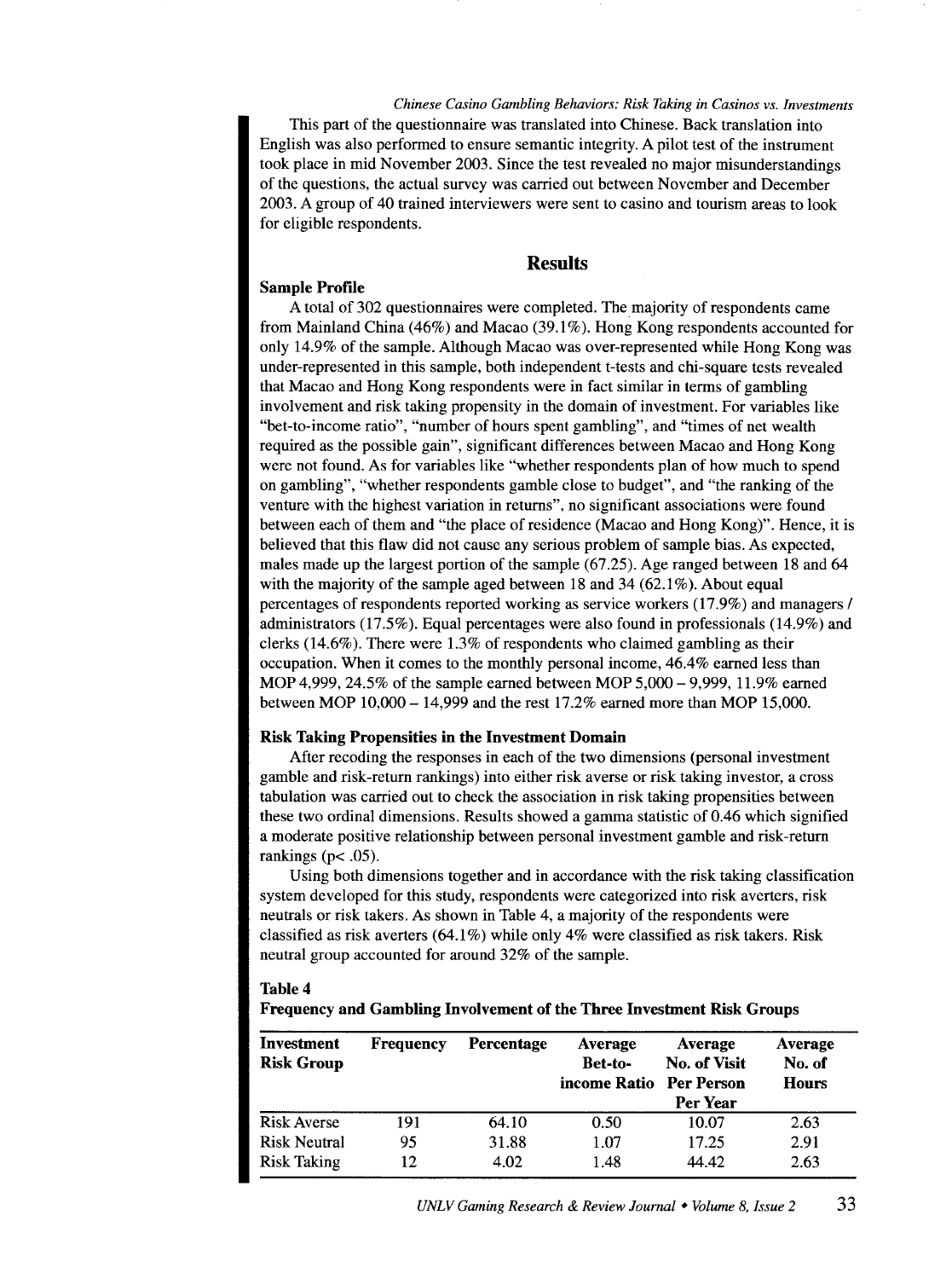This part of the questionnaire was translated into Chinese. Back translation into English was also performed to ensure semantic integrity. A pilot test of the instrument took place in mid November 2003. Since the test revealed no major misunderstandings of the questions, the actual survey was carried out between November and December 2003. A group of 40 trained interviewers were sent to casino and tourism areas to look for eligible respondents.

## Results

### Sample Profile

A total of 302 questionnaires were completed. The majority of respondents came from Mainland China (46%) and Macao (39.1%). Hong Kong respondents accounted for only 14.9% of the sample. Although Macao was over-represented while Hong Kong was under-represented in this sample, both independent t-tests and chi-square tests revealed that Macao and Hong Kong respondents were in fact similar in terms of gambling involvement and risk taking propensity in the domain of investment. For variables like "bet-to-income ratio", "number of hours spent gambling", and "times of net wealth required as the possible gain", significant differences between Macao and Hong Kong were not found. As for variables like "whether respondents plan of how much to spend on gambling", "whether respondents gamble close to budget", and "the ranking of the venture with the highest variation in returns", no significant associations were found between each of them and "the place of residence (Macao and Hong Kong)". Hence, it is believed that this flaw did not cause any serious problem of sample bias. As expected, males made up the largest portion of the sample (67.25). Age ranged between 18 and 64 with the majority of the sample aged between 18 and 34 (62.1%). About equal percentages of respondents reported working as service workers (17.9%) and managers / administrators (17.5%). Equal percentages were also found in professionals (14.9%) and clerks (14.6%). There were 1.3% of respondents who claimed gambling as their occupation. When it comes to the monthly personal income, 46.4% earned less than MOP 4,999, 24.5% of the sample earned between MOP 5,000 – 9,999, 11.9% earned between MOP 10,000 – 14,999 and the rest 17.2% earned more than MOP 15,000.

### Risk Taking Propensities in the Investment Domain

After recoding the responses in each of the two dimensions (personal investment gamble and risk-return rankings) into either risk averse or risk taking investor, a cross tabulation was carried out to check the association in risk taking propensities between these two ordinal dimensions. Results showed a gamma statistic of 0.46 which signified a moderate positive relationship between personal investment gamble and risk-return rankings ($p < .05$).

Using both dimensions together and in accordance with the risk taking classification system developed for this study, respondents were categorized into risk averters, risk neutrals or risk takers. As shown in Table 4, a majority of the respondents were classified as risk averters (64.1%) while only 4% were classified as risk takers. Risk neutral group accounted for around 32% of the sample.

**Table 4**
**Frequency and Gambling Involvement of the Three Investment Risk Groups**

| Investment Risk Group | Frequency | Percentage | Average Bet-to-income Ratio | Average No. of Visit Per Person Per Year | Average No. of Hours |
|---|---|---|---|---|---|
| Risk Averse | 191 | 64.10 | 0.50 | 10.07 | 2.63 |
| Risk Neutral | 95 | 31.88 | 1.07 | 17.25 | 2.91 |
| Risk Taking | 12 | 4.02 | 1.48 | 44.42 | 2.63 |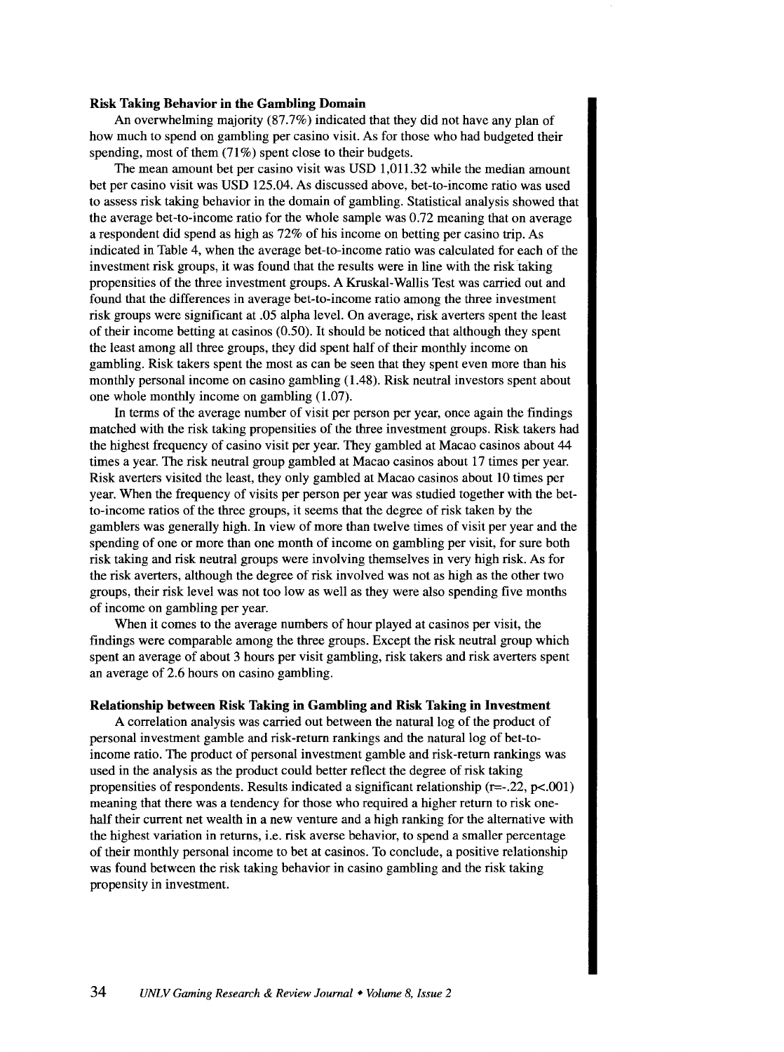### Risk Taking Behavior in the Gambling Domain

An overwhelming majority (87.7%) indicated that they did not have any plan of how much to spend on gambling per casino visit. As for those who had budgeted their spending, most of them (71%) spent close to their budgets.

The mean amount bet per casino visit was USD 1,011.32 while the median amount bet per casino visit was USD 125.04. As discussed above, bet-to-income ratio was used to assess risk taking behavior in the domain of gambling. Statistical analysis showed that the average bet-to-income ratio for the whole sample was 0.72 meaning that on average a respondent did spend as high as 72% of his income on betting per casino trip. As indicated in Table 4, when the average bet-to-income ratio was calculated for each of the investment risk groups, it was found that the results were in line with the risk taking propensities of the three investment groups. A Kruskal-Wallis Test was carried out and found that the differences in average bet-to-income ratio among the three investment risk groups were significant at .05 alpha level. On average, risk averters spent the least of their income betting at casinos (0.50). It should be noticed that although they spent the least among all three groups, they did spent half of their monthly income on gambling. Risk takers spent the most as can be seen that they spent even more than his monthly personal income on casino gambling (1.48). Risk neutral investors spent about one whole monthly income on gambling (1.07).

In terms of the average number of visit per person per year, once again the findings matched with the risk taking propensities of the three investment groups. Risk takers had the highest frequency of casino visit per year. They gambled at Macao casinos about 44 times a year. The risk neutral group gambled at Macao casinos about 17 times per year. Risk averters visited the least, they only gambled at Macao casinos about 10 times per year. When the frequency of visits per person per year was studied together with the bet-to-income ratios of the three groups, it seems that the degree of risk taken by the gamblers was generally high. In view of more than twelve times of visit per year and the spending of one or more than one month of income on gambling per visit, for sure both risk taking and risk neutral groups were involving themselves in very high risk. As for the risk averters, although the degree of risk involved was not as high as the other two groups, their risk level was not too low as well as they were also spending five months of income on gambling per year.

When it comes to the average numbers of hour played at casinos per visit, the findings were comparable among the three groups. Except the risk neutral group which spent an average of about 3 hours per visit gambling, risk takers and risk averters spent an average of 2.6 hours on casino gambling.

### Relationship between Risk Taking in Gambling and Risk Taking in Investment

A correlation analysis was carried out between the natural log of the product of personal investment gamble and risk-return rankings and the natural log of bet-to-income ratio. The product of personal investment gamble and risk-return rankings was used in the analysis as the product could better reflect the degree of risk taking propensities of respondents. Results indicated a significant relationship ($r=-.22$, $p<.001$) meaning that there was a tendency for those who required a higher return to risk one-half their current net wealth in a new venture and a high ranking for the alternative with the highest variation in returns, i.e. risk averse behavior, to spend a smaller percentage of their monthly personal income to bet at casinos. To conclude, a positive relationship was found between the risk taking behavior in casino gambling and the risk taking propensity in investment.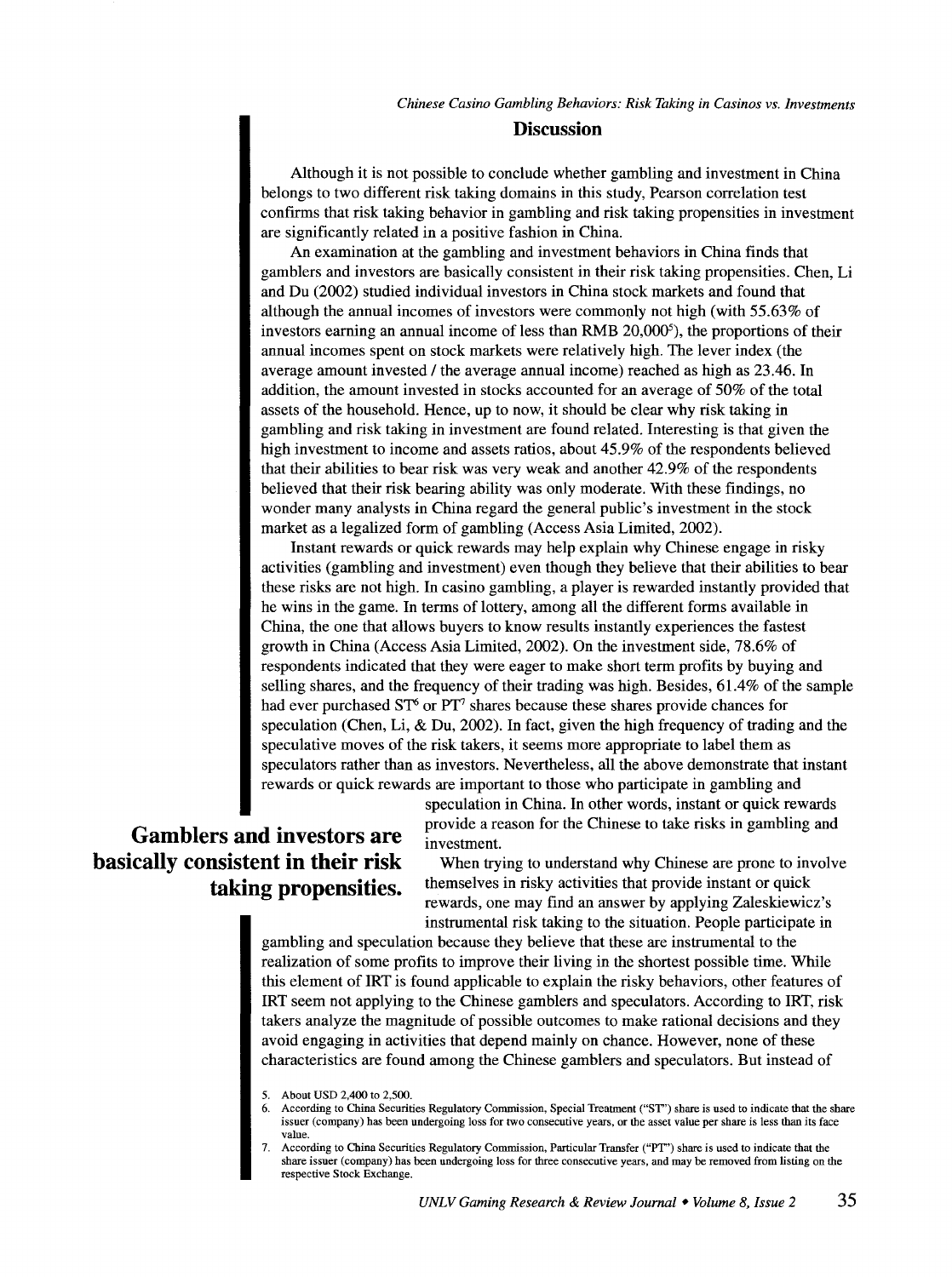## Discussion

Although it is not possible to conclude whether gambling and investment in China belongs to two different risk taking domains in this study, Pearson correlation test confirms that risk taking behavior in gambling and risk taking propensities in investment are significantly related in a positive fashion in China.

An examination at the gambling and investment behaviors in China finds that gamblers and investors are basically consistent in their risk taking propensities. Chen, Li and Du (2002) studied individual investors in China stock markets and found that although the annual incomes of investors were commonly not high (with 55.63% of investors earning an annual income of less than RMB 20,000[5]), the proportions of their annual incomes spent on stock markets were relatively high. The lever index (the average amount invested / the average annual income) reached as high as 23.46. In addition, the amount invested in stocks accounted for an average of 50% of the total assets of the household. Hence, up to now, it should be clear why risk taking in gambling and risk taking in investment are found related. Interesting is that given the high investment to income and assets ratios, about 45.9% of the respondents believed that their abilities to bear risk was very weak and another 42.9% of the respondents believed that their risk bearing ability was only moderate. With these findings, no wonder many analysts in China regard the general public's investment in the stock market as a legalized form of gambling (Access Asia Limited, 2002).

Instant rewards or quick rewards may help explain why Chinese engage in risky activities (gambling and investment) even though they believe that their abilities to bear these risks are not high. In casino gambling, a player is rewarded instantly provided that he wins in the game. In terms of lottery, among all the different forms available in China, the one that allows buyers to know results instantly experiences the fastest growth in China (Access Asia Limited, 2002). On the investment side, 78.6% of respondents indicated that they were eager to make short term profits by buying and selling shares, and the frequency of their trading was high. Besides, 61.4% of the sample had ever purchased ST[6] or PT[7] shares because these shares provide chances for speculation (Chen, Li, & Du, 2002). In fact, given the high frequency of trading and the speculative moves of the risk takers, it seems more appropriate to label them as speculators rather than as investors. Nevertheless, all the above demonstrate that instant rewards or quick rewards are important to those who participate in gambling and speculation in China. In other words, instant or quick rewards provide a reason for the Chinese to take risks in gambling and investment.

**Gamblers and investors are basically consistent in their risk taking propensities.**

When trying to understand why Chinese are prone to involve themselves in risky activities that provide instant or quick rewards, one may find an answer by applying Zaleskiewicz's instrumental risk taking to the situation. People participate in gambling and speculation because they believe that these are instrumental to the realization of some profits to improve their living in the shortest possible time. While this element of IRT is found applicable to explain the risky behaviors, other features of IRT seem not applying to the Chinese gamblers and speculators. According to IRT, risk takers analyze the magnitude of possible outcomes to make rational decisions and they avoid engaging in activities that depend mainly on chance. However, none of these characteristics are found among the Chinese gamblers and speculators. But instead of

5. About USD 2,400 to 2,500.
6. According to China Securities Regulatory Commission, Special Treatment ("ST") share is used to indicate that the share issuer (company) has been undergoing loss for two consecutive years, or the asset value per share is less than its face value.
7. According to China Securities Regulatory Commission, Particular Transfer ("PT") share is used to indicate that the share issuer (company) has been undergoing loss for three consecutive years, and may be removed from listing on the respective Stock Exchange.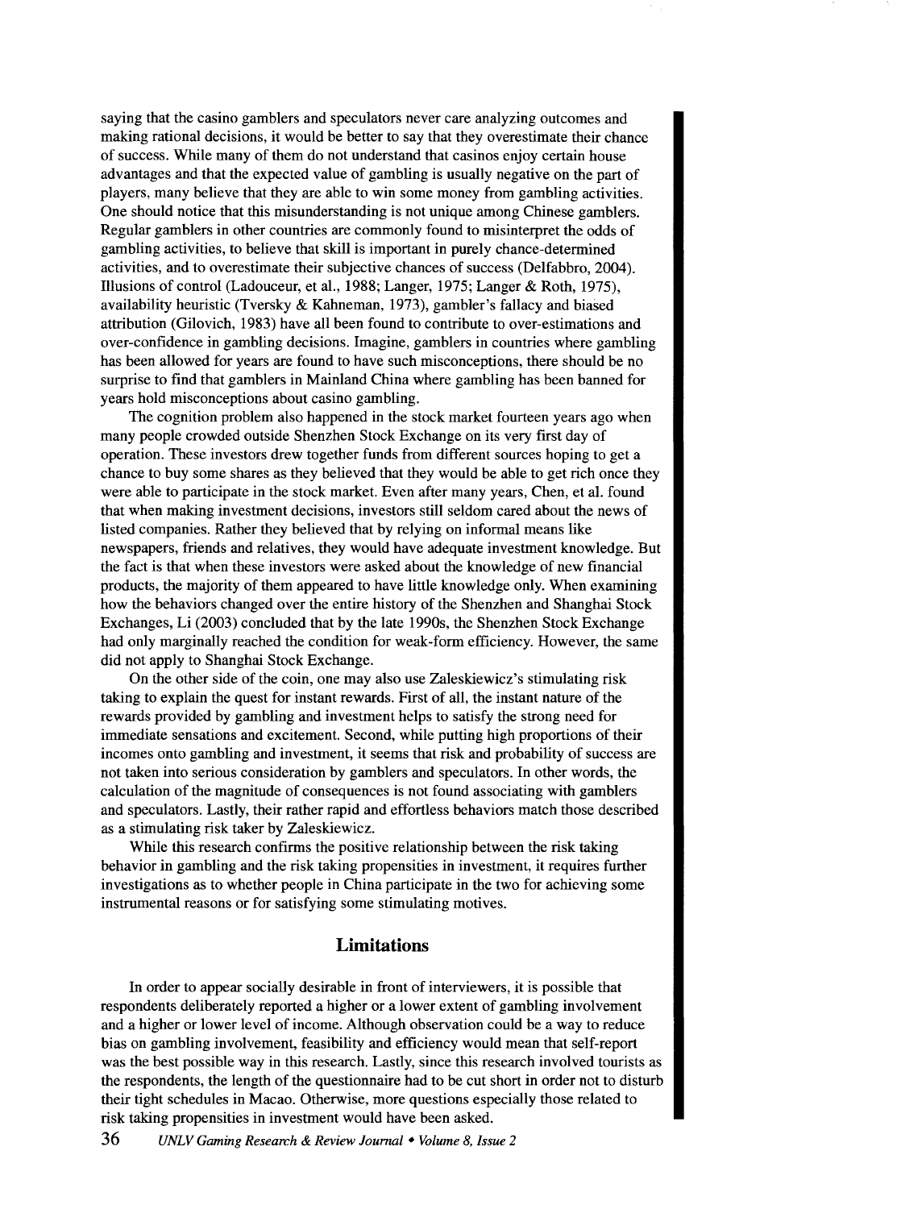saying that the casino gamblers and speculators never care analyzing outcomes and making rational decisions, it would be better to say that they overestimate their chance of success. While many of them do not understand that casinos enjoy certain house advantages and that the expected value of gambling is usually negative on the part of players, many believe that they are able to win some money from gambling activities. One should notice that this misunderstanding is not unique among Chinese gamblers. Regular gamblers in other countries are commonly found to misinterpret the odds of gambling activities, to believe that skill is important in purely chance-determined activities, and to overestimate their subjective chances of success (Delfabbro, 2004). Illusions of control (Ladouceur, et al., 1988; Langer, 1975; Langer & Roth, 1975), availability heuristic (Tversky & Kahneman, 1973), gambler's fallacy and biased attribution (Gilovich, 1983) have all been found to contribute to over-estimations and over-confidence in gambling decisions. Imagine, gamblers in countries where gambling has been allowed for years are found to have such misconceptions, there should be no surprise to find that gamblers in Mainland China where gambling has been banned for years hold misconceptions about casino gambling.

The cognition problem also happened in the stock market fourteen years ago when many people crowded outside Shenzhen Stock Exchange on its very first day of operation. These investors drew together funds from different sources hoping to get a chance to buy some shares as they believed that they would be able to get rich once they were able to participate in the stock market. Even after many years, Chen, et al. found that when making investment decisions, investors still seldom cared about the news of listed companies. Rather they believed that by relying on informal means like newspapers, friends and relatives, they would have adequate investment knowledge. But the fact is that when these investors were asked about the knowledge of new financial products, the majority of them appeared to have little knowledge only. When examining how the behaviors changed over the entire history of the Shenzhen and Shanghai Stock Exchanges, Li (2003) concluded that by the late 1990s, the Shenzhen Stock Exchange had only marginally reached the condition for weak-form efficiency. However, the same did not apply to Shanghai Stock Exchange.

On the other side of the coin, one may also use Zaleskiewicz's stimulating risk taking to explain the quest for instant rewards. First of all, the instant nature of the rewards provided by gambling and investment helps to satisfy the strong need for immediate sensations and excitement. Second, while putting high proportions of their incomes onto gambling and investment, it seems that risk and probability of success are not taken into serious consideration by gamblers and speculators. In other words, the calculation of the magnitude of consequences is not found associating with gamblers and speculators. Lastly, their rather rapid and effortless behaviors match those described as a stimulating risk taker by Zaleskiewicz.

While this research confirms the positive relationship between the risk taking behavior in gambling and the risk taking propensities in investment, it requires further investigations as to whether people in China participate in the two for achieving some instrumental reasons or for satisfying some stimulating motives.

## Limitations

In order to appear socially desirable in front of interviewers, it is possible that respondents deliberately reported a higher or a lower extent of gambling involvement and a higher or lower level of income. Although observation could be a way to reduce bias on gambling involvement, feasibility and efficiency would mean that self-report was the best possible way in this research. Lastly, since this research involved tourists as the respondents, the length of the questionnaire had to be cut short in order not to disturb their tight schedules in Macao. Otherwise, more questions especially those related to risk taking propensities in investment would have been asked.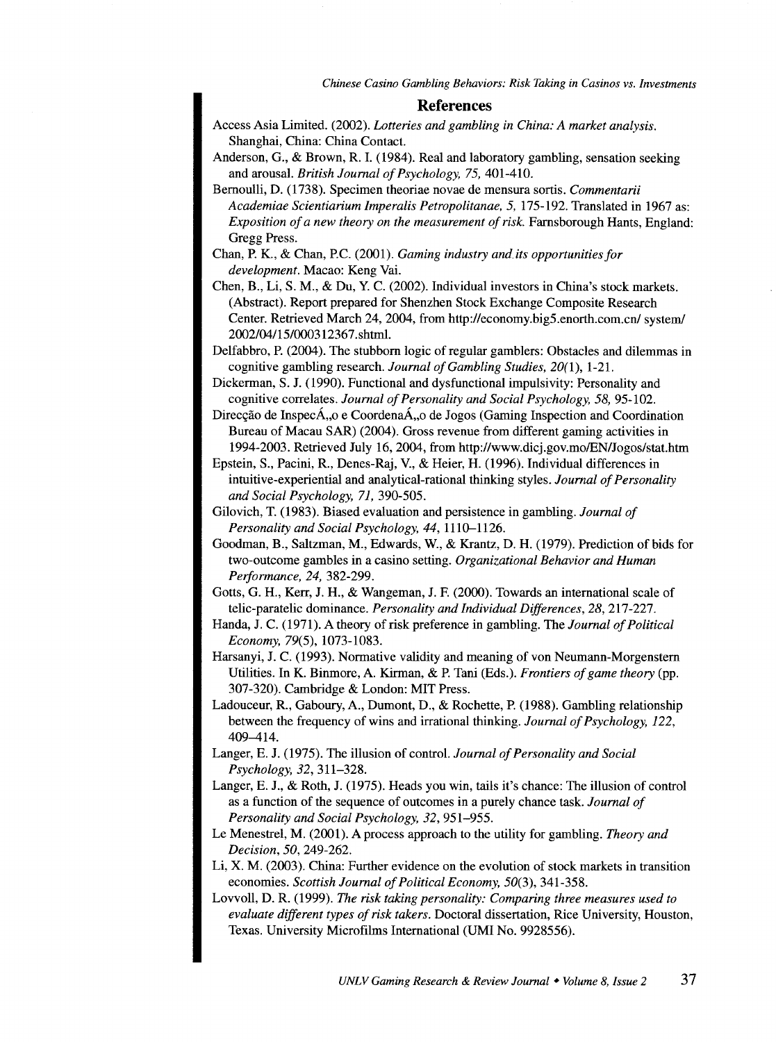## References

Access Asia Limited. (2002). *Lotteries and gambling in China: A market analysis.* Shanghai, China: China Contact.

Anderson, G., & Brown, R. I. (1984). Real and laboratory gambling, sensation seeking and arousal. *British Journal of Psychology, 75,* 401-410.

Bernoulli, D. (1738). Specimen theoriae novae de mensura sortis. *Commentarii Academiae Scientiarium Imperalis Petropolitanae, 5,* 175-192. Translated in 1967 as: *Exposition of a new theory on the measurement of risk.* Farnsborough Hants, England: Gregg Press.

Chan, P. K., & Chan, P.C. (2001). *Gaming industry and its opportunities for development.* Macao: Keng Vai.

Chen, B., Li, S. M., & Du, Y. C. (2002). Individual investors in China's stock markets. (Abstract). Report prepared for Shenzhen Stock Exchange Composite Research Center. Retrieved March 24, 2004, from http://economy.big5.enorth.com.cn/ system/ 2002/04/15/000312367.shtml.

Delfabbro, P. (2004). The stubborn logic of regular gamblers: Obstacles and dilemmas in cognitive gambling research. *Journal of Gambling Studies, 20*(1), 1-21.

Dickerman, S. J. (1990). Functional and dysfunctional impulsivity: Personality and cognitive correlates. *Journal of Personality and Social Psychology, 58,* 95-102.

Direcção de InspecÃ„o e CoordenaÃ„o de Jogos (Gaming Inspection and Coordination Bureau of Macau SAR) (2004). Gross revenue from different gaming activities in 1994-2003. Retrieved July 16, 2004, from http://www.dicj.gov.mo/EN/Jogos/stat.htm

Epstein, S., Pacini, R., Denes-Raj, V., & Heier, H. (1996). Individual differences in intuitive-experiential and analytical-rational thinking styles. *Journal of Personality and Social Psychology, 71,* 390-505.

Gilovich, T. (1983). Biased evaluation and persistence in gambling. *Journal of Personality and Social Psychology, 44,* 1110–1126.

Goodman, B., Saltzman, M., Edwards, W., & Krantz, D. H. (1979). Prediction of bids for two-outcome gambles in a casino setting. *Organizational Behavior and Human Performance, 24,* 382-299.

Gotts, G. H., Kerr, J. H., & Wangeman, J. F. (2000). Towards an international scale of telic-paratelic dominance. *Personality and Individual Differences, 28,* 217-227.

Handa, J. C. (1971). A theory of risk preference in gambling. The *Journal of Political Economy, 79*(5), 1073-1083.

Harsanyi, J. C. (1993). Normative validity and meaning of von Neumann-Morgenstern Utilities. In K. Binmore, A. Kirman, & P. Tani (Eds.). *Frontiers of game theory* (pp. 307-320). Cambridge & London: MIT Press.

Ladouceur, R., Gaboury, A., Dumont, D., & Rochette, P. (1988). Gambling relationship between the frequency of wins and irrational thinking. *Journal of Psychology, 122,* 409–414.

Langer, E. J. (1975). The illusion of control. *Journal of Personality and Social Psychology, 32,* 311–328.

Langer, E. J., & Roth, J. (1975). Heads you win, tails it's chance: The illusion of control as a function of the sequence of outcomes in a purely chance task. *Journal of Personality and Social Psychology, 32,* 951–955.

Le Menestrel, M. (2001). A process approach to the utility for gambling. *Theory and Decision, 50,* 249-262.

Li, X. M. (2003). China: Further evidence on the evolution of stock markets in transition economies. *Scottish Journal of Political Economy, 50*(3), 341-358.

Lovvoll, D. R. (1999). *The risk taking personality: Comparing three measures used to evaluate different types of risk takers.* Doctoral dissertation, Rice University, Houston, Texas. University Microfilms International (UMI No. 9928556).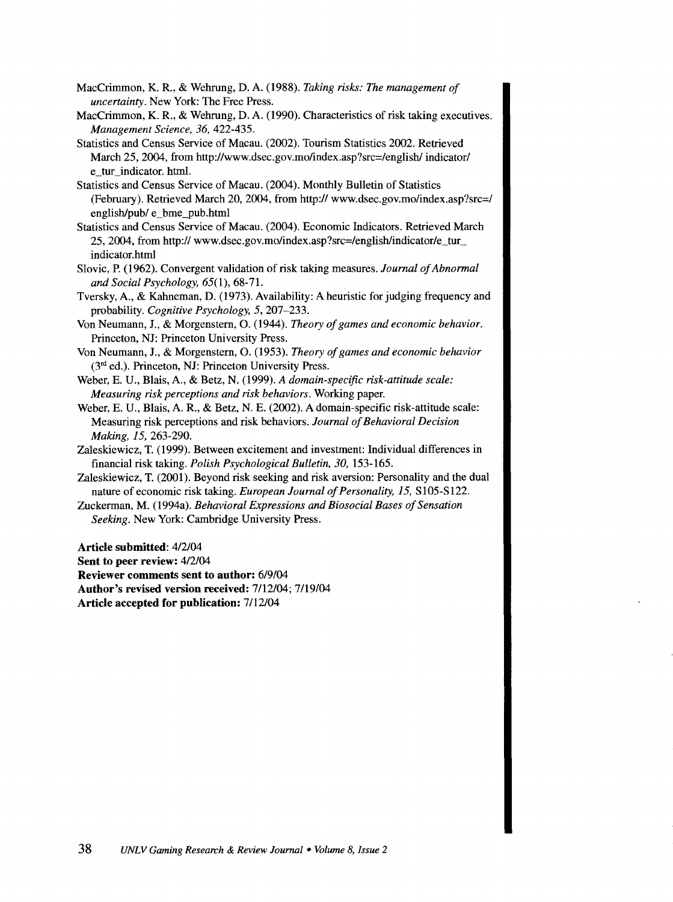MacCrimmon, K. R., & Wehrung, D. A. (1988). *Taking risks: The management of uncertainty*. New York: The Free Press.

MacCrimmon, K. R., & Wehrung, D. A. (1990). Characteristics of risk taking executives. *Management Science, 36,* 422-435.

Statistics and Census Service of Macau. (2002). Tourism Statistics 2002. Retrieved March 25, 2004, from http://www.dsec.gov.mo/index.asp?src=/english/ indicator/ e_tur_indicator. html.

Statistics and Census Service of Macau. (2004). Monthly Bulletin of Statistics (February). Retrieved March 20, 2004, from http:// www.dsec.gov.mo/index.asp?src=/ english/pub/ e_bme_pub.html

Statistics and Census Service of Macau. (2004). Economic Indicators. Retrieved March 25, 2004, from http:// www.dsec.gov.mo/index.asp?src=/english/indicator/e_tur_ indicator.html

Slovic, P. (1962). Convergent validation of risk taking measures. *Journal of Abnormal and Social Psychology, 65*(1), 68-71.

Tversky, A., & Kahneman, D. (1973). Availability: A heuristic for judging frequency and probability. *Cognitive Psychology, 5,* 207–233.

Von Neumann, J., & Morgenstern, O. (1944). *Theory of games and economic behavior.* Princeton, NJ: Princeton University Press.

Von Neumann, J., & Morgenstern, O. (1953). *Theory of games and economic behavior* (3rd ed.). Princeton, NJ: Princeton University Press.

Weber, E. U., Blais, A., & Betz, N. (1999). *A domain-specific risk-attitude scale: Measuring risk perceptions and risk behaviors*. Working paper.

Weber, E. U., Blais, A. R., & Betz, N. E. (2002). A domain-specific risk-attitude scale: Measuring risk perceptions and risk behaviors. *Journal of Behavioral Decision Making, 15,* 263-290.

Zaleskiewicz, T. (1999). Between excitement and investment: Individual differences in financial risk taking. *Polish Psychological Bulletin, 30,* 153-165.

Zaleskiewicz, T. (2001). Beyond risk seeking and risk aversion: Personality and the dual nature of economic risk taking. *European Journal of Personality, 15,* S105-S122.

Zuckerman, M. (1994a). *Behavioral Expressions and Biosocial Bases of Sensation Seeking*. New York: Cambridge University Press.

**Article submitted:** 4/2/04

**Sent to peer review:** 4/2/04

**Reviewer comments sent to author:** 6/9/04

**Author's revised version received:** 7/12/04; 7/19/04

**Article accepted for publication:** 7/12/04